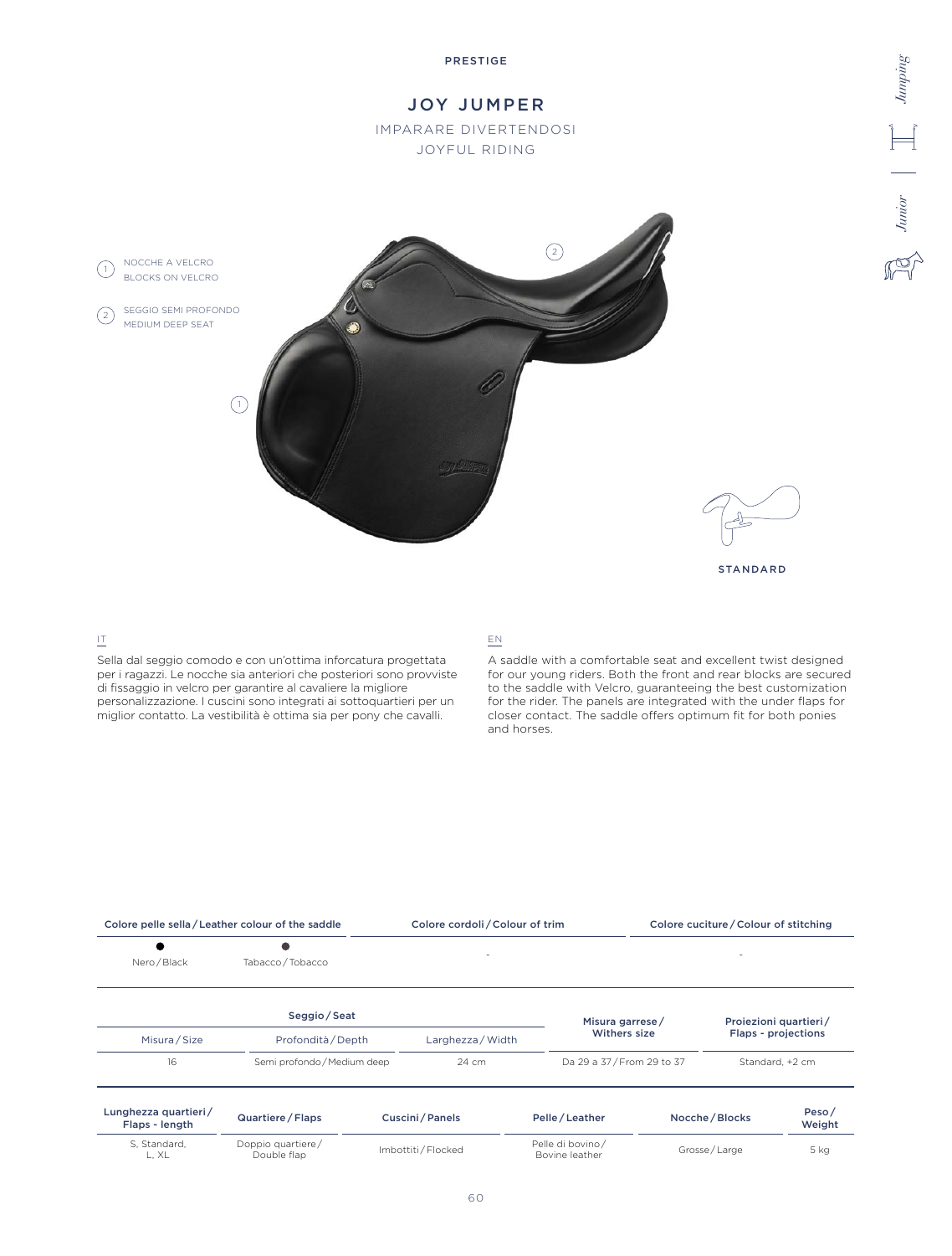PRESTIGE

# JOY JUMPER

IMPARARE DIVERTENDOSI

JOYFUL RIDING

1. NOCCHE A VELCRO
   BLOCKS ON VELCRO
2. SEGGIO SEMI PROFONDO
   MEDIUM DEEP SEAT

STANDARD

Jumping | Junior

IT

Sella dal seggio comodo e con un'ottima inforcatura progettata per i ragazzi. Le nocche sia anteriori che posteriori sono provviste di fissaggio in velcro per garantire al cavaliere la migliore personalizzazione. I cuscini sono integrati ai sottoquartieri per un miglior contatto. La vestibilità è ottima sia per pony che cavalli.

EN

A saddle with a comfortable seat and excellent twist designed for our young riders. Both the front and rear blocks are secured to the saddle with Velcro, guaranteeing the best customization for the rider. The panels are integrated with the under flaps for closer contact. The saddle offers optimum fit for both ponies and horses.

| Colore pelle sella / Leather colour of the saddle | | Colore cordoli / Colour of trim | Colore cuciture / Colour of stitching |
|---|---|---|---|
| ● Nero / Black | ● Tabacco / Tobacco | - | - |

| Seggio / Seat | | | Misura garrese / Withers size | Proiezioni quartieri / Flaps - projections |
|---|---|---|---|---|
| Misura / Size | Profondità / Depth | Larghezza / Width | | |
| 16 | Semi profondo / Medium deep | 24 cm | Da 29 a 37 / From 29 to 37 | Standard, +2 cm |

| Lunghezza quartieri / Flaps - length | Quartiere / Flaps | Cuscini / Panels | Pelle / Leather | Nocche / Blocks | Peso / Weight |
|---|---|---|---|---|---|
| S, Standard, L, XL | Doppio quartiere / Double flap | Imbottiti / Flocked | Pelle di bovino / Bovine leather | Grosse / Large | 5 kg |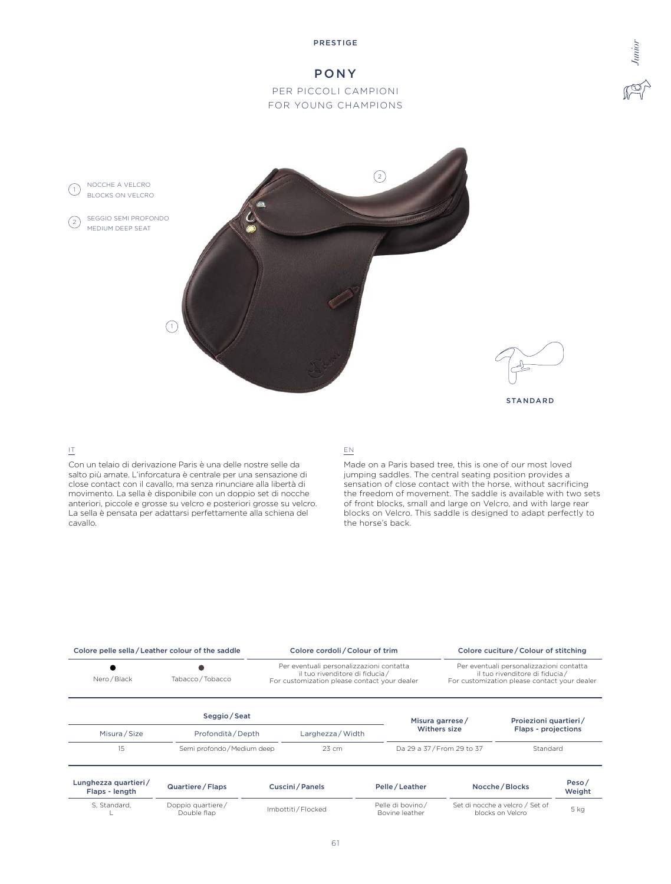PRESTIGE

# PONY

PER PICCOLI CAMPIONI
FOR YOUNG CHAMPIONS

1. NOCCHE A VELCRO
BLOCKS ON VELCRO

2. SEGGIO SEMI PROFONDO
MEDIUM DEEP SEAT

STANDARD

IT

Con un telaio di derivazione Paris è una delle nostre selle da salto più amate. L'inforcatura è centrale per una sensazione di close contact con il cavallo, ma senza rinunciare alla libertà di movimento. La sella è disponibile con un doppio set di nocche anteriori, piccole e grosse su velcro e posteriori grosse su velcro. La sella è pensata per adattarsi perfettamente alla schiena del cavallo.

EN

Made on a Paris based tree, this is one of our most loved jumping saddles. The central seating position provides a sensation of close contact with the horse, without sacrificing the freedom of movement. The saddle is available with two sets of front blocks, small and large on Velcro, and with large rear blocks on Velcro. This saddle is designed to adapt perfectly to the horse's back.

| Colore pelle sella / Leather colour of the saddle | | Colore cordoli / Colour of trim | Colore cuciture / Colour of stitching |
|---|---|---|---|
| Nero / Black | Tabacco / Tobacco | Per eventuali personalizzazioni contatta il tuo rivenditore di fiducia / For customization please contact your dealer | Per eventuali personalizzazioni contatta il tuo rivenditore di fiducia / For customization please contact your dealer |

| Seggio / Seat | | | Misura garrese / Withers size | Proiezioni quartieri / Flaps - projections |
|---|---|---|---|---|
| Misura / Size | Profondità / Depth | Larghezza / Width | | |
| 15 | Semi profondo / Medium deep | 23 cm | Da 29 a 37 / From 29 to 37 | Standard |

| Lunghezza quartieri / Flaps - length | Quartiere / Flaps | Cuscini / Panels | Pelle / Leather | Nocche / Blocks | Peso / Weight |
|---|---|---|---|---|---|
| S, Standard, L | Doppio quartiere / Double flap | Imbottiti / Flocked | Pelle di bovino / Bovine leather | Set di nocche a velcro / Set of blocks on Velcro | 5 kg |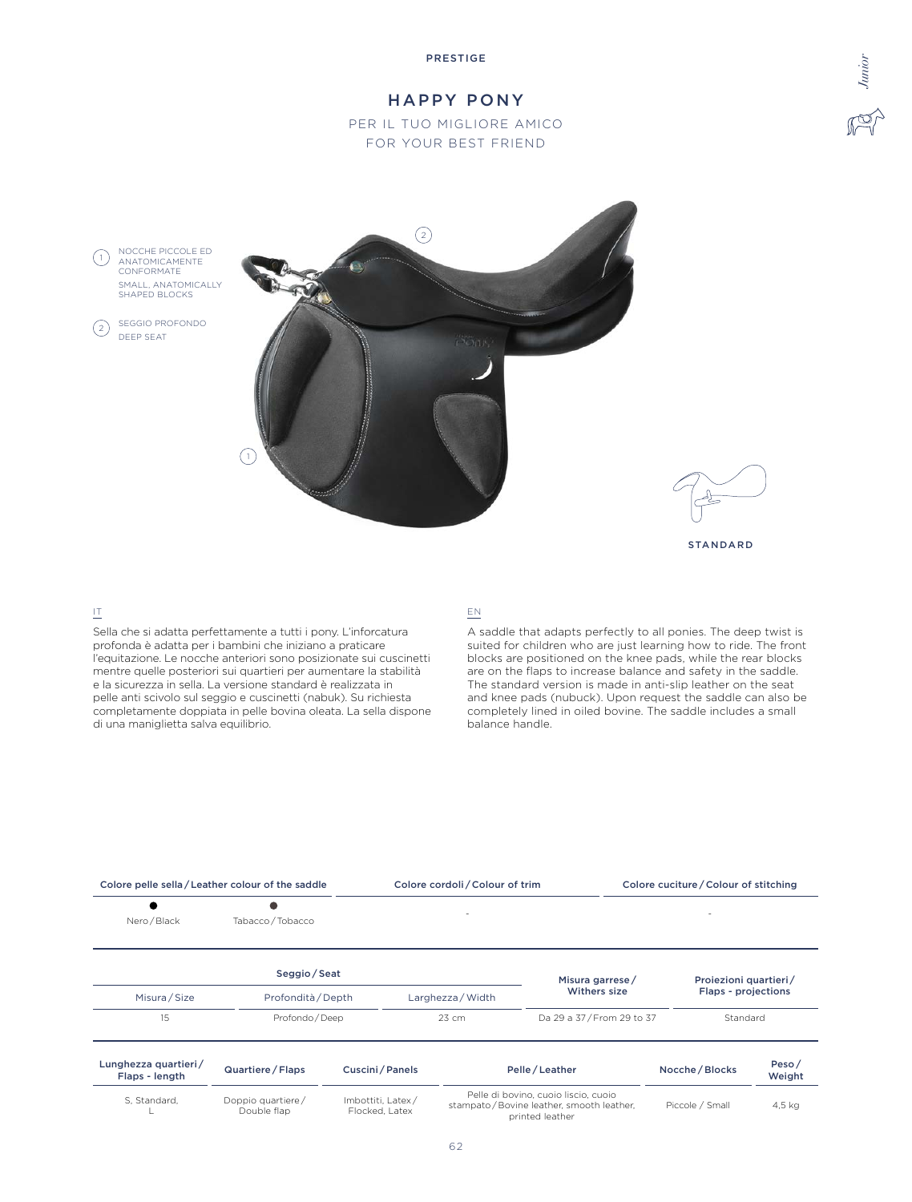PRESTIGE

# HAPPY PONY

PER IL TUO MIGLIORE AMICO
FOR YOUR BEST FRIEND

1. NOCCHE PICCOLE ED ANATOMICAMENTE CONFORMATE
   SMALL, ANATOMICALLY SHAPED BLOCKS
2. SEGGIO PROFONDO
   DEEP SEAT

STANDARD

IT

Sella che si adatta perfettamente a tutti i pony. L'inforcatura profonda è adatta per i bambini che iniziano a praticare l'equitazione. Le nocche anteriori sono posizionate sui cuscinetti mentre quelle posteriori sui quartieri per aumentare la stabilità e la sicurezza in sella. La versione standard è realizzata in pelle anti scivolo sul seggio e cuscinetti (nabuk). Su richiesta completamente doppiata in pelle bovina oleata. La sella dispone di una maniglietta salva equilibrio.

EN

A saddle that adapts perfectly to all ponies. The deep twist is suited for children who are just learning how to ride. The front blocks are positioned on the knee pads, while the rear blocks are on the flaps to increase balance and safety in the saddle. The standard version is made in anti-slip leather on the seat and knee pads (nubuck). Upon request the saddle can also be completely lined in oiled bovine. The saddle includes a small balance handle.

| Colore pelle sella / Leather colour of the saddle | | Colore cordoli / Colour of trim | Colore cuciture / Colour of stitching |
|---|---|---|---|
| Nero / Black | Tabacco / Tobacco | - | - |

| Seggio / Seat | | | Misura garrese / Withers size | Proiezioni quartieri / Flaps - projections |
|---|---|---|---|---|
| Misura / Size | Profondità / Depth | Larghezza / Width | | |
| 15 | Profondo / Deep | 23 cm | Da 29 a 37 / From 29 to 37 | Standard |

| Lunghezza quartieri / Flaps - length | Quartiere / Flaps | Cuscini / Panels | Pelle / Leather | Nocche / Blocks | Peso / Weight |
|---|---|---|---|---|---|
| S, Standard, L | Doppio quartiere / Double flap | Imbottiti, Latex / Flocked, Latex | Pelle di bovino, cuoio liscio, cuoio stampato / Bovine leather, smooth leather, printed leather | Piccole / Small | 4,5 kg |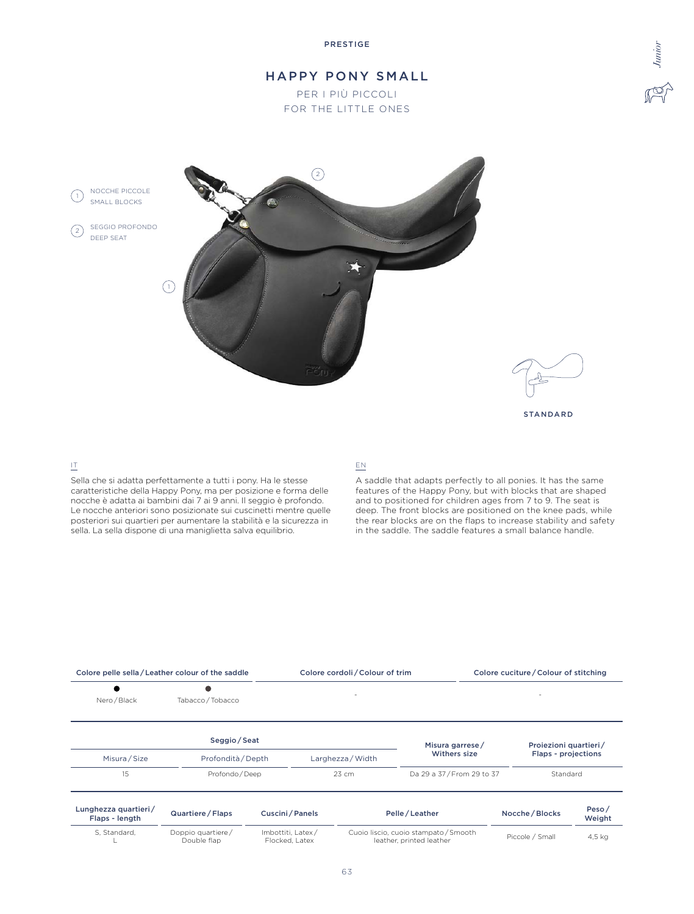PRESTIGE

# HAPPY PONY SMALL

PER I PIÙ PICCOLI
FOR THE LITTLE ONES

1 NOCCHE PICCOLE
SMALL BLOCKS

2 SEGGIO PROFONDO
DEEP SEAT

STANDARD

IT

Sella che si adatta perfettamente a tutti i pony. Ha le stesse caratteristiche della Happy Pony, ma per posizione e forma delle nocche è adatta ai bambini dai 7 ai 9 anni. Il seggio è profondo. Le nocche anteriori sono posizionate sui cuscinetti mentre quelle posteriori sui quartieri per aumentare la stabilità e la sicurezza in sella. La sella dispone di una maniglietta salva equilibrio.

EN

A saddle that adapts perfectly to all ponies. It has the same features of the Happy Pony, but with blocks that are shaped and to positioned for children ages from 7 to 9. The seat is deep. The front blocks are positioned on the knee pads, while the rear blocks are on the flaps to increase stability and safety in the saddle. The saddle features a small balance handle.

| Colore pelle sella / Leather colour of the saddle | | Colore cordoli / Colour of trim | Colore cuciture / Colour of stitching |
|---|---|---|---|
| Nero / Black | Tabacco / Tobacco | - | - |

| Seggio / Seat | | | Misura garrese / Withers size | Proiezioni quartieri / Flaps - projections |
|---|---|---|---|---|
| Misura / Size | Profondità / Depth | Larghezza / Width | | |
| 15 | Profondo / Deep | 23 cm | Da 29 a 37 / From 29 to 37 | Standard |

| Lunghezza quartieri / Flaps - length | Quartiere / Flaps | Cuscini / Panels | Pelle / Leather | Nocche / Blocks | Peso / Weight |
|---|---|---|---|---|---|
| S, Standard, L | Doppio quartiere / Double flap | Imbottiti, Latex / Flocked, Latex | Cuoio liscio, cuoio stampato / Smooth leather, printed leather | Piccole / Small | 4,5 kg |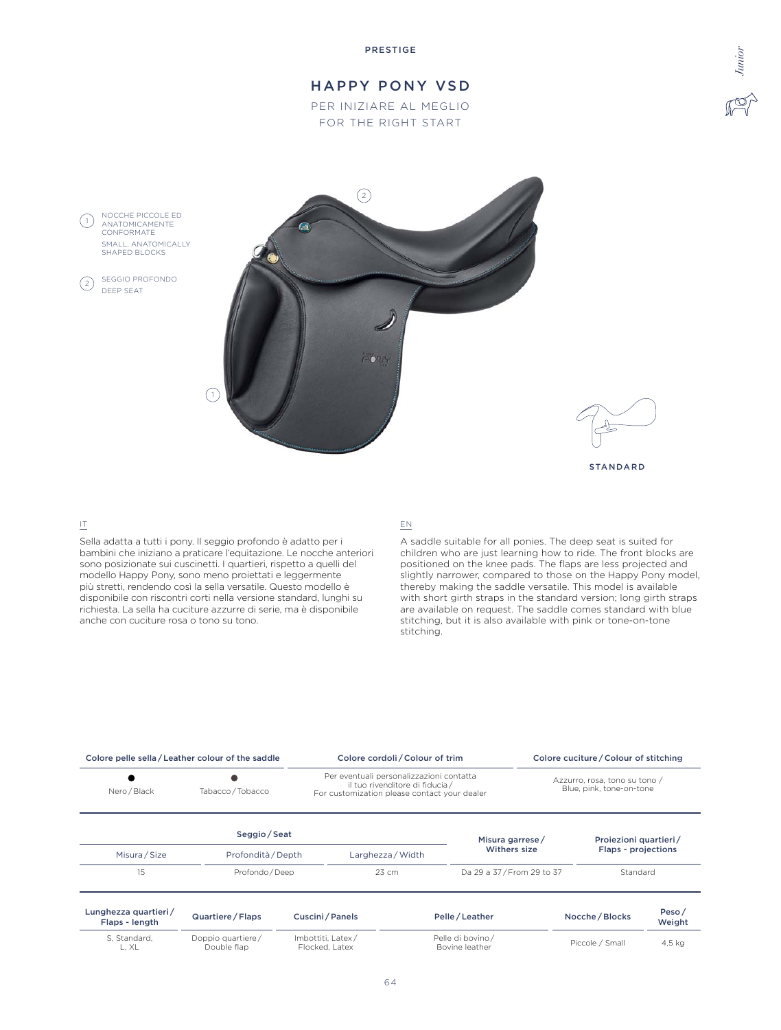PRESTIGE

# HAPPY PONY VSD

PER INIZIARE AL MEGLIO
FOR THE RIGHT START

1. NOCCHE PICCOLE ED ANATOMICAMENTE CONFORMATE
   SMALL, ANATOMICALLY SHAPED BLOCKS
2. SEGGIO PROFONDO
   DEEP SEAT

STANDARD

IT

Sella adatta a tutti i pony. Il seggio profondo è adatto per i bambini che iniziano a praticare l'equitazione. Le nocche anteriori sono posizionate sui cuscinetti. I quartieri, rispetto a quelli del modello Happy Pony, sono meno proiettati e leggermente più stretti, rendendo così la sella versatile. Questo modello è disponibile con riscontri corti nella versione standard, lunghi su richiesta. La sella ha cuciture azzurre di serie, ma è disponibile anche con cuciture rosa o tono su tono.

EN

A saddle suitable for all ponies. The deep seat is suited for children who are just learning how to ride. The front blocks are positioned on the knee pads. The flaps are less projected and slightly narrower, compared to those on the Happy Pony model, thereby making the saddle versatile. This model is available with short girth straps in the standard version; long girth straps are available on request. The saddle comes standard with blue stitching, but it is also available with pink or tone-on-tone stitching.

| Colore pelle sella / Leather colour of the saddle | | Colore cordoli / Colour of trim | Colore cuciture / Colour of stitching |
|---|---|---|---|
| Nero / Black | Tabacco / Tobacco | Per eventuali personalizzazioni contatta il tuo rivenditore di fiducia / For customization please contact your dealer | Azzurro, rosa, tono su tono / Blue, pink, tone-on-tone |

| Seggio / Seat | | | Misura garrese / Withers size | Proiezioni quartieri / Flaps - projections |
|---|---|---|---|---|
| Misura / Size | Profondità / Depth | Larghezza / Width | | |
| 15 | Profondo / Deep | 23 cm | Da 29 a 37 / From 29 to 37 | Standard |

| Lunghezza quartieri / Flaps - length | Quartiere / Flaps | Cuscini / Panels | Pelle / Leather | Nocche / Blocks | Peso / Weight |
|---|---|---|---|---|---|
| S, Standard, L, XL | Doppio quartiere / Double flap | Imbottiti, Latex / Flocked, Latex | Pelle di bovino / Bovine leather | Piccole / Small | 4,5 kg |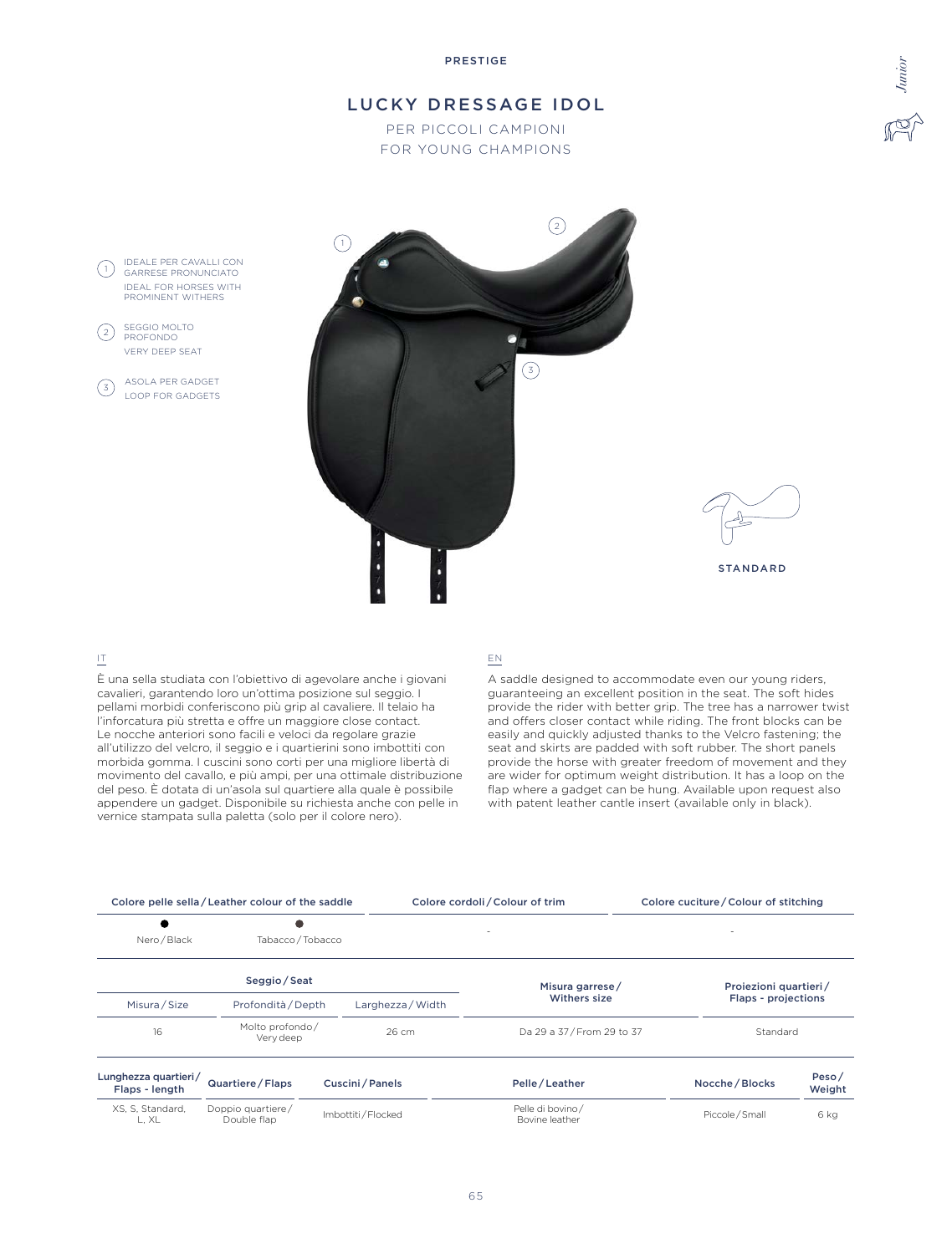PRESTIGE

# LUCKY DRESSAGE IDOL

PER PICCOLI CAMPIONI

FOR YOUNG CHAMPIONS

*Junior*

1. IDEALE PER CAVALLI CON GARRESE PRONUNCIATO
   IDEAL FOR HORSES WITH PROMINENT WITHERS
2. SEGGIO MOLTO PROFONDO
   VERY DEEP SEAT
3. ASOLA PER GADGET
   LOOP FOR GADGETS

STANDARD

IT

È una sella studiata con l'obiettivo di agevolare anche i giovani cavalieri, garantendo loro un'ottima posizione sul seggio. I pellami morbidi conferiscono più grip al cavaliere. Il telaio ha l'inforcatura più stretta e offre un maggiore close contact. Le nocche anteriori sono facili e veloci da regolare grazie all'utilizzo del velcro, il seggio e i quartierini sono imbottiti con morbida gomma. I cuscini sono corti per una migliore libertà di movimento del cavallo, e più ampi, per una ottimale distribuzione del peso. È dotata di un'asola sul quartiere alla quale è possibile appendere un gadget. Disponibile su richiesta anche con pelle in vernice stampata sulla paletta (solo per il colore nero).

EN

A saddle designed to accommodate even our young riders, guaranteeing an excellent position in the seat. The soft hides provide the rider with better grip. The tree has a narrower twist and offers closer contact while riding. The front blocks can be easily and quickly adjusted thanks to the Velcro fastening; the seat and skirts are padded with soft rubber. The short panels provide the horse with greater freedom of movement and they are wider for optimum weight distribution. It has a loop on the flap where a gadget can be hung. Available upon request also with patent leather cantle insert (available only in black).

| Colore pelle sella / Leather colour of the saddle | | Colore cordoli / Colour of trim | Colore cuciture / Colour of stitching |
|---|---|---|---|
| Nero / Black | Tabacco / Tobacco | - | - |

| Seggio / Seat | | | Misura garrese / Withers size | Proiezioni quartieri / Flaps - projections |
|---|---|---|---|---|
| Misura / Size | Profondità / Depth | Larghezza / Width | | |
| 16 | Molto profondo / Very deep | 26 cm | Da 29 a 37 / From 29 to 37 | Standard |

| Lunghezza quartieri / Flaps - length | Quartiere / Flaps | Cuscini / Panels | Pelle / Leather | Nocche / Blocks | Peso / Weight |
|---|---|---|---|---|---|
| XS, S, Standard, L, XL | Doppio quartiere / Double flap | Imbottiti / Flocked | Pelle di bovino / Bovine leather | Piccole / Small | 6 kg |